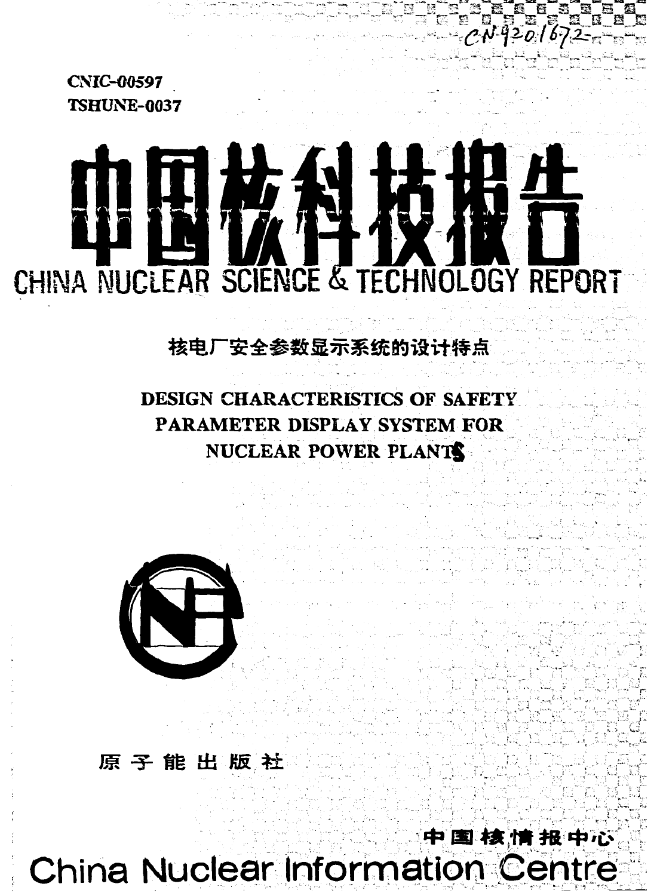CN9201672

CNIC-00597
TSHUNE-0037

# 中国核科技报告

# CHINA NUCLEAR SCIENCE & TECHNOLOGY REPORT

## 核电厂安全参数显示系统的设计特点

## DESIGN CHARACTERISTICS OF SAFETY PARAMETER DISPLAY SYSTEM FOR NUCLEAR POWER PLANTS

原子能出版社

中国核情报中心
China Nuclear Information Centre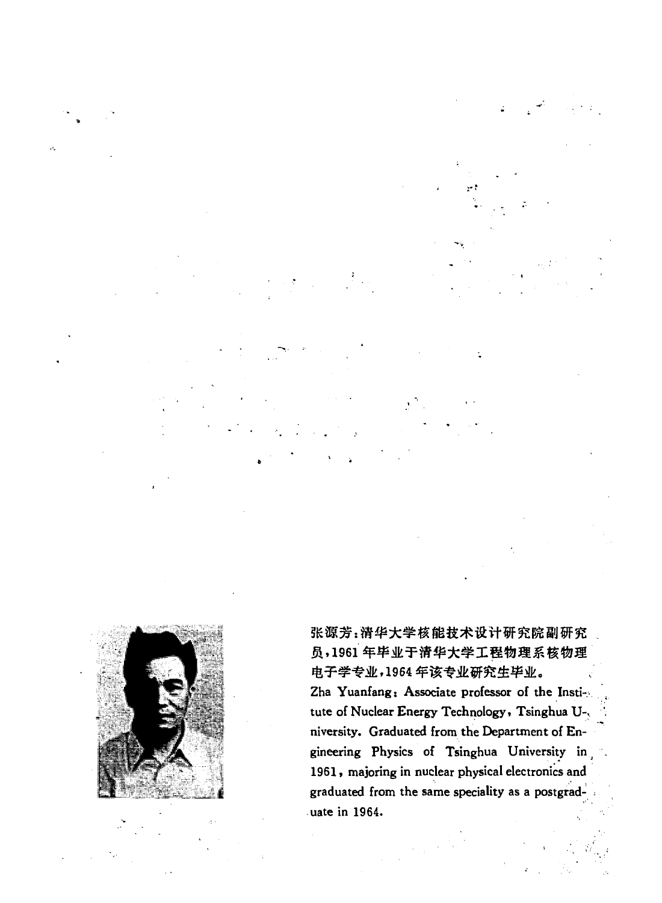张源芳：清华大学核能技术设计研究院副研究员，1961 年毕业于清华大学工程物理系核物理电子学专业，1964 年该专业研究生毕业。

Zha Yuanfang: Associate professor of the Institute of Nuclear Energy Technology, Tsinghua University. Graduated from the Department of Engineering Physics of Tsinghua University in 1961, majoring in nuclear physical electronics and graduated from the same speciality as a postgraduate in 1964.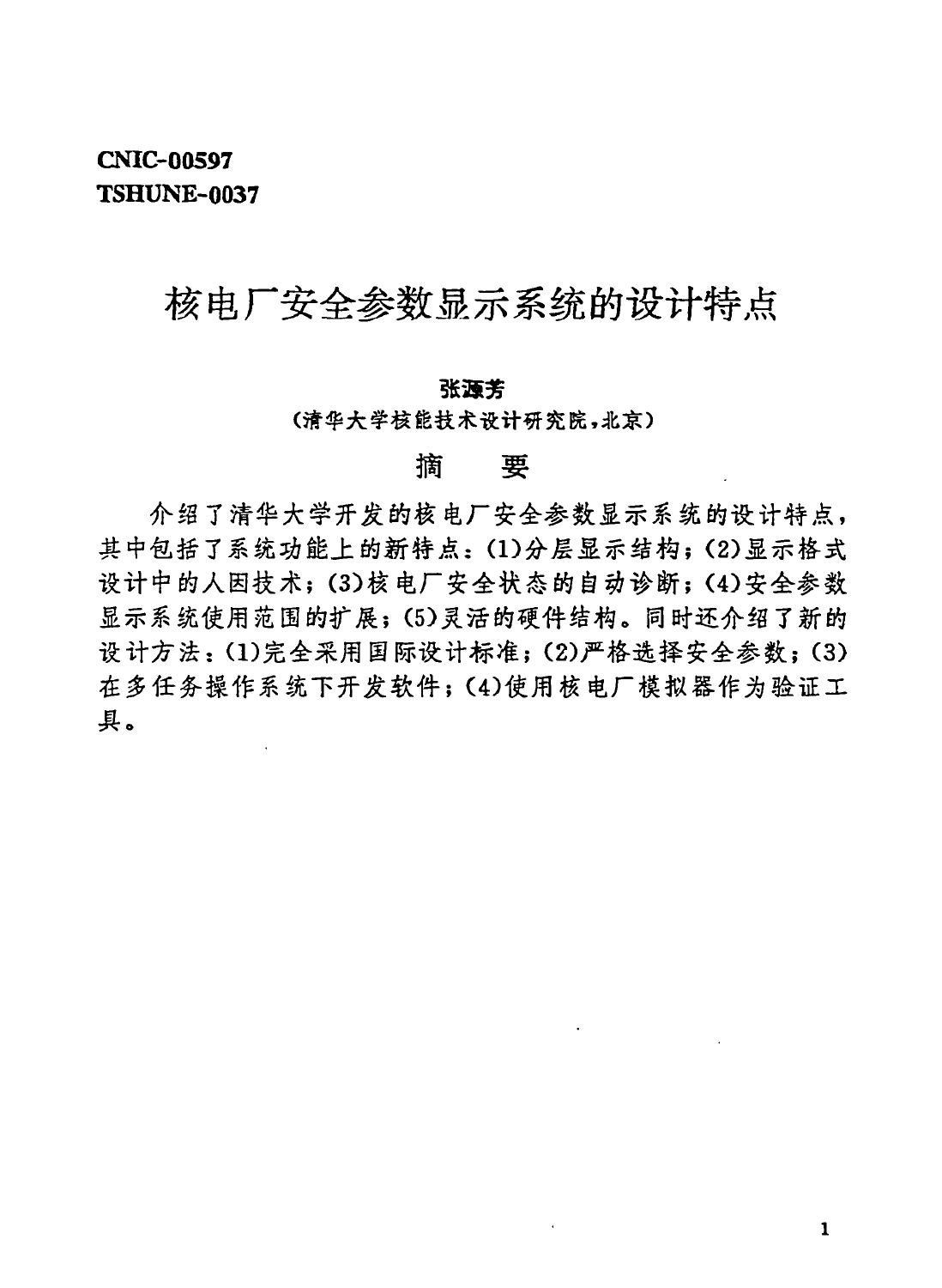CNIC-00597
TSHUNE-0037

# 核电厂安全参数显示系统的设计特点

**张源芳**

（清华大学核能技术设计研究院，北京）

## 摘　要

介绍了清华大学开发的核电厂安全参数显示系统的设计特点，其中包括了系统功能上的新特点：(1)分层显示结构；(2)显示格式设计中的人因技术；(3)核电厂安全状态的自动诊断；(4)安全参数显示系统使用范围的扩展；(5)灵活的硬件结构。同时还介绍了新的设计方法：(1)完全采用国际设计标准；(2)严格选择安全参数；(3)在多任务操作系统下开发软件；(4)使用核电厂模拟器作为验证工具。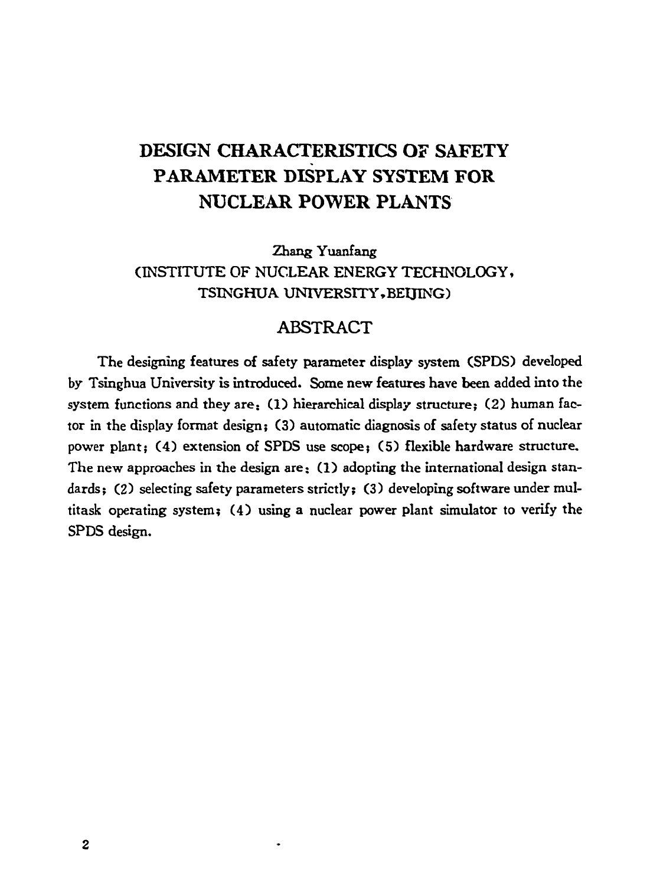# DESIGN CHARACTERISTICS OF SAFETY PARAMETER DISPLAY SYSTEM FOR NUCLEAR POWER PLANTS

Zhang Yuanfang
(INSTITUTE OF NUCLEAR ENERGY TECHNOLOGY, TSINGHUA UNIVERSITY, BEIJING)

## ABSTRACT

The designing features of safety parameter display system (SPDS) developed by Tsinghua University is introduced. Some new features have been added into the system functions and they are: (1) hierarchical display structure; (2) human factor in the display format design; (3) automatic diagnosis of safety status of nuclear power plant; (4) extension of SPDS use scope; (5) flexible hardware structure. The new approaches in the design are: (1) adopting the international design standards; (2) selecting safety parameters strictly; (3) developing software under multitask operating system; (4) using a nuclear power plant simulator to verify the SPDS design.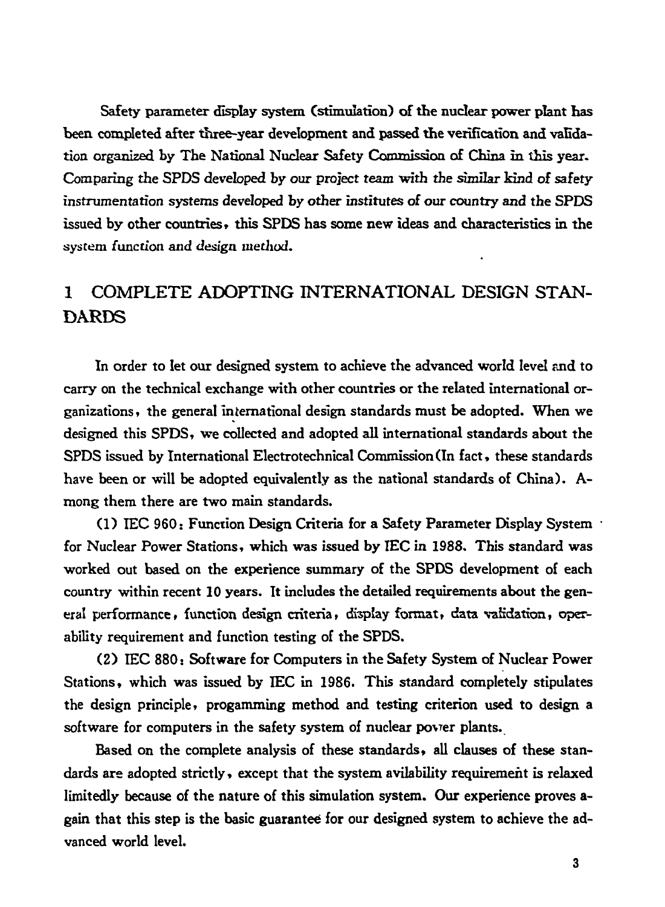Safety parameter display system (stimulation) of the nuclear power plant has been completed after three-year development and passed the verification and validation organized by The National Nuclear Safety Commission of China in this year. Comparing the SPDS developed by our project team with the similar kind of safety instrumentation systems developed by other institutes of our country and the SPDS issued by other countries, this SPDS has some new ideas and characteristics in the system function and design method.

## 1 COMPLETE ADOPTING INTERNATIONAL DESIGN STANDARDS

In order to let our designed system to achieve the advanced world level and to carry on the technical exchange with other countries or the related international organizations, the general international design standards must be adopted. When we designed this SPDS, we collected and adopted all international standards about the SPDS issued by International Electrotechnical Commission (In fact, these standards have been or will be adopted equivalently as the national standards of China). Among them there are two main standards.

(1) IEC 960: Function Design Criteria for a Safety Parameter Display System for Nuclear Power Stations, which was issued by IEC in 1988. This standard was worked out based on the experience summary of the SPDS development of each country within recent 10 years. It includes the detailed requirements about the general performance, function design criteria, display format, data validation, operability requirement and function testing of the SPDS.

(2) IEC 880: Software for Computers in the Safety System of Nuclear Power Stations, which was issued by IEC in 1986. This standard completely stipulates the design principle, progamming method and testing criterion used to design a software for computers in the safety system of nuclear power plants.

Based on the complete analysis of these standards, all clauses of these standards are adopted strictly, except that the system avilability requirement is relaxed limitedly because of the nature of this simulation system. Our experience proves again that this step is the basic guarantee for our designed system to achieve the advanced world level.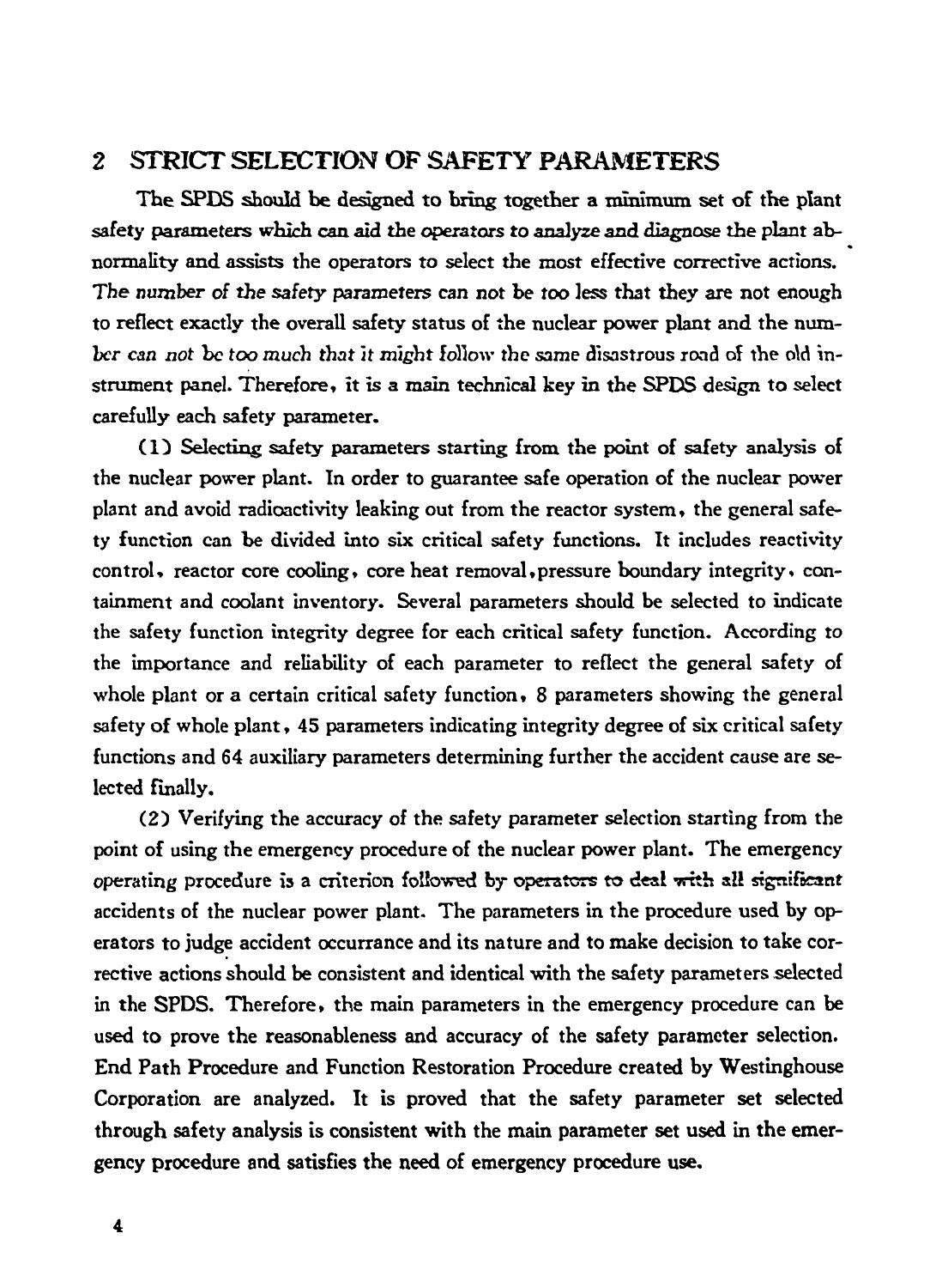## 2 STRICT SELECTION OF SAFETY PARAMETERS

The SPDS should be designed to bring together a minimum set of the plant safety parameters which can aid the operators to analyze and diagnose the plant abnormality and assists the operators to select the most effective corrective actions. The number of the safety parameters can not be too less that they are not enough to reflect exactly the overall safety status of the nuclear power plant and the number can not be too much that it might follow the same disastrous road of the old instrument panel. Therefore, it is a main technical key in the SPDS design to select carefully each safety parameter.

(1) Selecting safety parameters starting from the point of safety analysis of the nuclear power plant. In order to guarantee safe operation of the nuclear power plant and avoid radioactivity leaking out from the reactor system, the general safety function can be divided into six critical safety functions. It includes reactivity control, reactor core cooling, core heat removal, pressure boundary integrity, containment and coolant inventory. Several parameters should be selected to indicate the safety function integrity degree for each critical safety function. According to the importance and reliability of each parameter to reflect the general safety of whole plant or a certain critical safety function, 8 parameters showing the general safety of whole plant, 45 parameters indicating integrity degree of six critical safety functions and 64 auxiliary parameters determining further the accident cause are selected finally.

(2) Verifying the accuracy of the safety parameter selection starting from the point of using the emergency procedure of the nuclear power plant. The emergency operating procedure is a criterion followed by operators to deal with all significant accidents of the nuclear power plant. The parameters in the procedure used by operators to judge accident occurrance and its nature and to make decision to take corrective actions should be consistent and identical with the safety parameters selected in the SPDS. Therefore, the main parameters in the emergency procedure can be used to prove the reasonableness and accuracy of the safety parameter selection. End Path Procedure and Function Restoration Procedure created by Westinghouse Corporation are analyzed. It is proved that the safety parameter set selected through safety analysis is consistent with the main parameter set used in the emergency procedure and satisfies the need of emergency procedure use.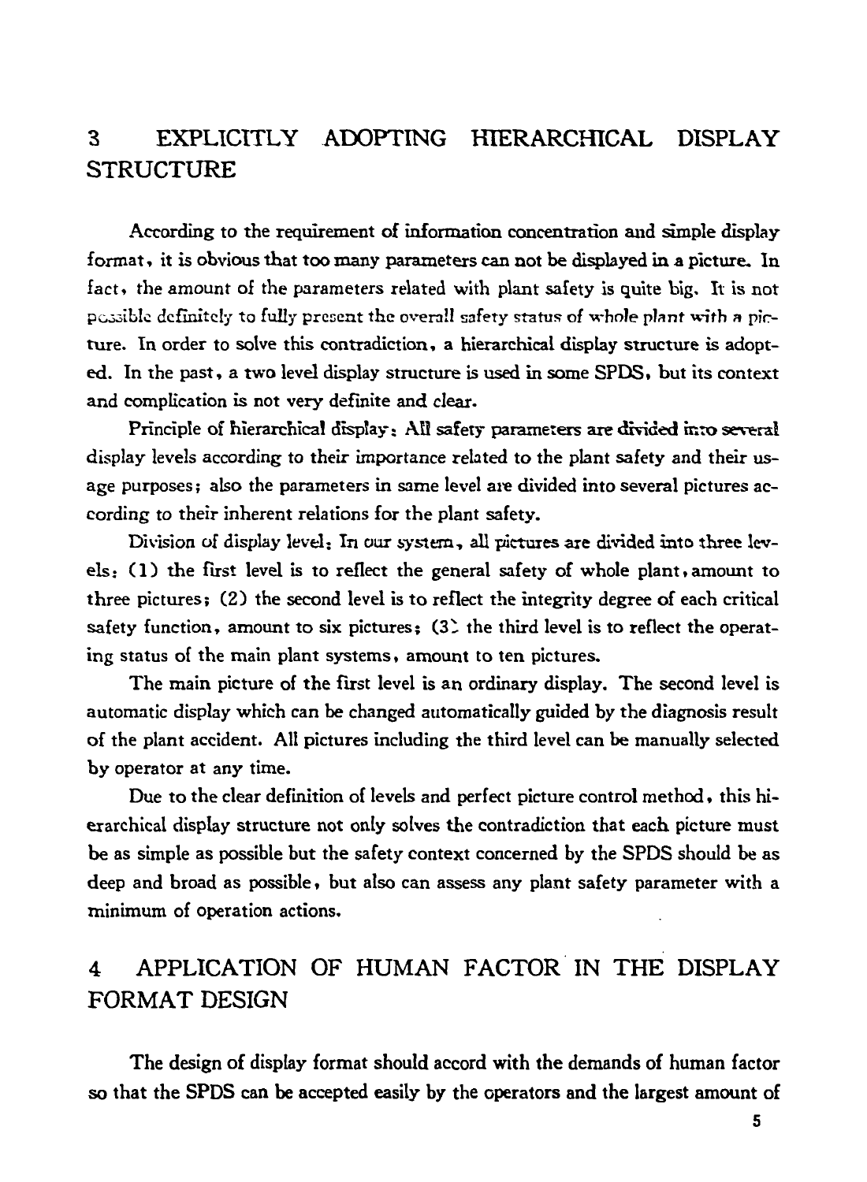## 3 EXPLICITLY ADOPTING HIERARCHICAL DISPLAY STRUCTURE

According to the requirement of information concentration and simple display format, it is obvious that too many parameters can not be displayed in a picture. In fact, the amount of the parameters related with plant safety is quite big. It is not possible definitely to fully present the overall safety status of whole plant with a picture. In order to solve this contradiction, a hierarchical display structure is adopted. In the past, a two level display structure is used in some SPDS, but its context and complication is not very definite and clear.

Principle of hierarchical display: All safety parameters are divided into several display levels according to their importance related to the plant safety and their usage purposes; also the parameters in same level are divided into several pictures according to their inherent relations for the plant safety.

Division of display level: In our system, all pictures are divided into three levels: (1) the first level is to reflect the general safety of whole plant, amount to three pictures; (2) the second level is to reflect the integrity degree of each critical safety function, amount to six pictures; (3) the third level is to reflect the operating status of the main plant systems, amount to ten pictures.

The main picture of the first level is an ordinary display. The second level is automatic display which can be changed automatically guided by the diagnosis result of the plant accident. All pictures including the third level can be manually selected by operator at any time.

Due to the clear definition of levels and perfect picture control method, this hierarchical display structure not only solves the contradiction that each picture must be as simple as possible but the safety context concerned by the SPDS should be as deep and broad as possible, but also can assess any plant safety parameter with a minimum of operation actions.

## 4 APPLICATION OF HUMAN FACTOR IN THE DISPLAY FORMAT DESIGN

The design of display format should accord with the demands of human factor so that the SPDS can be accepted easily by the operators and the largest amount of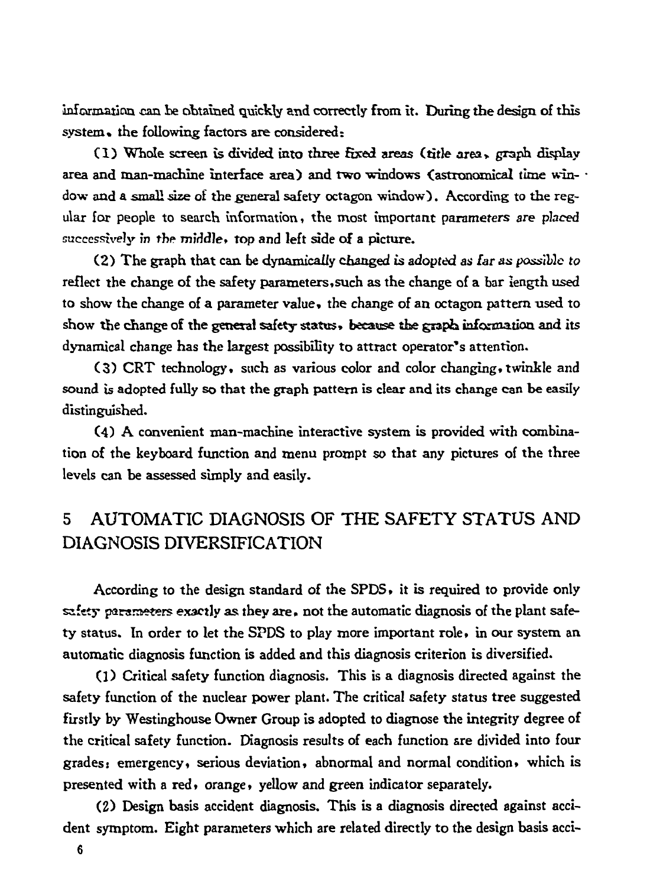information can be obtained quickly and correctly from it. During the design of this system, the following factors are considered:

(1) Whole screen is divided into three fixed areas (title area, graph display area and man-machine interface area) and two windows (astronomical time window and a small size of the general safety octagon window). According to the regular for people to search information, the most important parameters are placed successively in the middle, top and left side of a picture.

(2) The graph that can be dynamically changed is adopted as far as possible to reflect the change of the safety parameters, such as the change of a bar length used to show the change of a parameter value, the change of an octagon pattern used to show the change of the general safety status, because the graph information and its dynamical change has the largest possibility to attract operator's attention.

(3) CRT technology, such as various color and color changing, twinkle and sound is adopted fully so that the graph pattern is clear and its change can be easily distinguished.

(4) A convenient man-machine interactive system is provided with combination of the keyboard function and menu prompt so that any pictures of the three levels can be assessed simply and easily.

## 5 AUTOMATIC DIAGNOSIS OF THE SAFETY STATUS AND DIAGNOSIS DIVERSIFICATION

According to the design standard of the SPDS, it is required to provide only safety parameters exactly as they are, not the automatic diagnosis of the plant safety status. In order to let the SPDS to play more important role, in our system an automatic diagnosis function is added and this diagnosis criterion is diversified.

(1) Critical safety function diagnosis. This is a diagnosis directed against the safety function of the nuclear power plant. The critical safety status tree suggested firstly by Westinghouse Owner Group is adopted to diagnose the integrity degree of the critical safety function. Diagnosis results of each function are divided into four grades: emergency, serious deviation, abnormal and normal condition, which is presented with a red, orange, yellow and green indicator separately.

(2) Design basis accident diagnosis. This is a diagnosis directed against accident symptom. Eight parameters which are related directly to the design basis acci-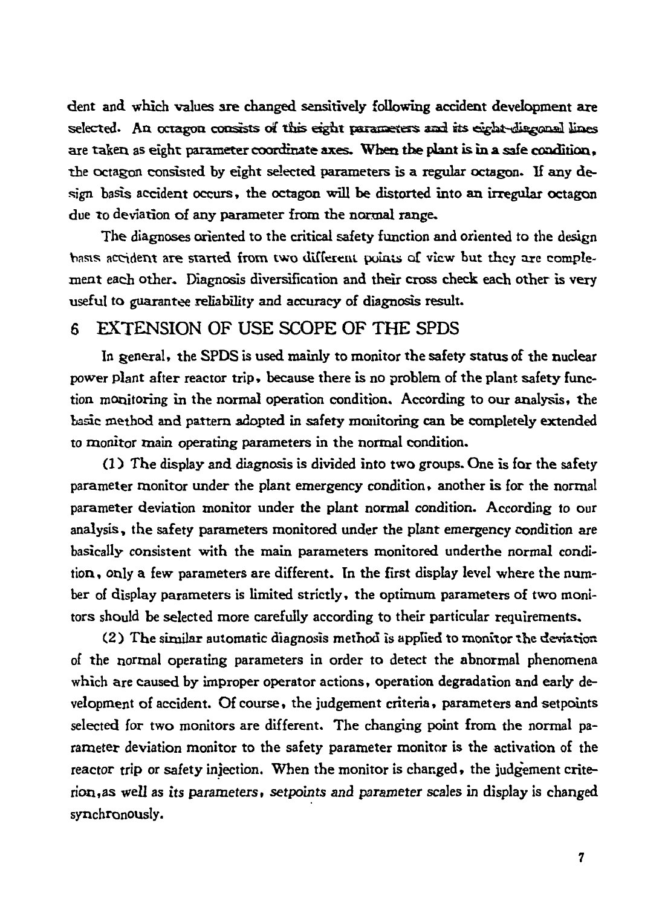dent and which values are changed sensitively following accident development are selected. An octagon consists of this eight parameters and its eight-diagonal lines are taken as eight parameter coordinate axes. When the plant is in a safe condition, the octagon consisted by eight selected parameters is a regular octagon. If any design basis accident occurs, the octagon will be distorted into an irregular octagon due to deviation of any parameter from the normal range.

The diagnoses oriented to the critical safety function and oriented to the design basis accident are started from two different points of view but they are complement each other. Diagnosis diversification and their cross check each other is very useful to guarantee reliability and accuracy of diagnosis result.

## 6 EXTENSION OF USE SCOPE OF THE SPDS

In general, the SPDS is used mainly to monitor the safety status of the nuclear power plant after reactor trip, because there is no problem of the plant safety function monitoring in the normal operation condition. According to our analysis, the basic method and pattern adopted in safety monitoring can be completely extended to monitor main operating parameters in the normal condition.

(1) The display and diagnosis is divided into two groups. One is for the safety parameter monitor under the plant emergency condition, another is for the normal parameter deviation monitor under the plant normal condition. According to our analysis, the safety parameters monitored under the plant emergency condition are basically consistent with the main parameters monitored underthe normal condition, only a few parameters are different. In the first display level where the number of display parameters is limited strictly, the optimum parameters of two monitors should be selected more carefully according to their particular requirements.

(2) The similar automatic diagnosis method is applied to monitor the deviation of the normal operating parameters in order to detect the abnormal phenomena which are caused by improper operator actions, operation degradation and early development of accident. Of course, the judgement criteria, parameters and setpoints selected for two monitors are different. The changing point from the normal parameter deviation monitor to the safety parameter monitor is the activation of the reactor trip or safety injection. When the monitor is changed, the judgement criterion, as well as its parameters, setpoints and parameter scales in display is changed synchronously.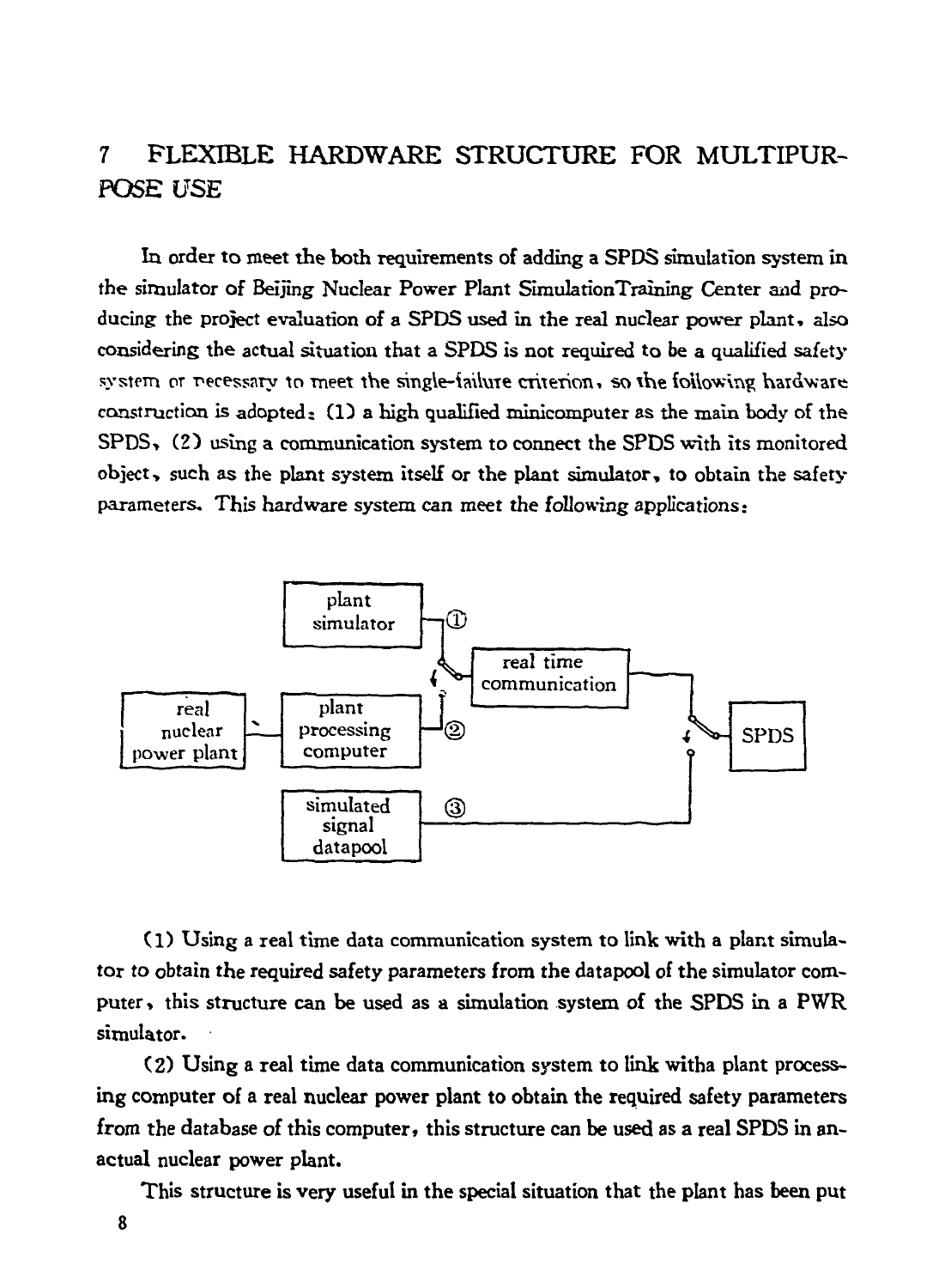## 7 FLEXIBLE HARDWARE STRUCTURE FOR MULTIPURPOSE USE

In order to meet the both requirements of adding a SPDS simulation system in the simulator of Beijing Nuclear Power Plant SimulationTraining Center and producing the project evaluation of a SPDS used in the real nuclear power plant, also considering the actual situation that a SPDS is not required to be a qualified safety system or necessary to meet the single-failure criterion, so the following hardware construction is adopted: (1) a high qualified minicomputer as the main body of the SPDS, (2) using a communication system to connect the SPDS with its monitored object, such as the plant system itself or the plant simulator, to obtain the safety parameters. This hardware system can meet the following applications:

plant simulator
①
real time communication
real nuclear power plant
plant processing computer
②
SPDS
simulated signal datapool
③

(1) Using a real time data communication system to link with a plant simulator to obtain the required safety parameters from the datapool of the simulator computer, this structure can be used as a simulation system of the SPDS in a PWR simulator.

(2) Using a real time data communication system to link witha plant processing computer of a real nuclear power plant to obtain the required safety parameters from the database of this computer, this structure can be used as a real SPDS in an actual nuclear power plant.

This structure is very useful in the special situation that the plant has been put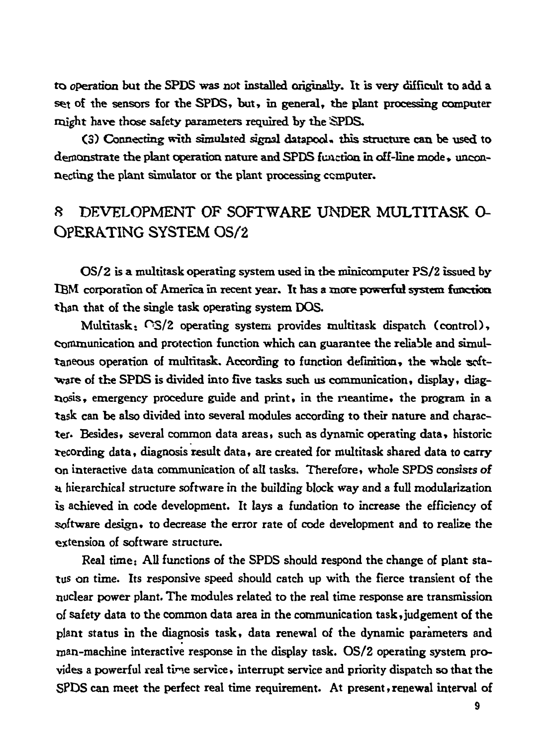to operation but the SPDS was not installed originally. It is very difficult to add a set of the sensors for the SPDS, but, in general, the plant processing computer might have those safety parameters required by the SPDS.

(3) Connecting with simulated signal datapool, this structure can be used to demonstrate the plant operation nature and SPDS function in off-line mode, unconnecting the plant simulator or the plant processing computer.

## 8 DEVELOPMENT OF SOFTWARE UNDER MULTITASK OPERATING SYSTEM OS/2

OS/2 is a multitask operating system used in the minicomputer PS/2 issued by IBM corporation of America in recent year. It has a more powerful system function than that of the single task operating system DOS.

Multitask: OS/2 operating system provides multitask dispatch (control), communication and protection function which can guarantee the reliable and simultaneous operation of multitask. According to function definition, the whole software of the SPDS is divided into five tasks such us communication, display, diagnosis, emergency procedure guide and print, in the meantime, the program in a task can be also divided into several modules according to their nature and character. Besides, several common data areas, such as dynamic operating data, historic recording data, diagnosis result data, are created for multitask shared data to carry on interactive data communication of all tasks. Therefore, whole SPDS consists of a hierarchical structure software in the building block way and a full modularization is achieved in code development. It lays a fundation to increase the efficiency of software design, to decrease the error rate of code development and to realize the extension of software structure.

Real time: All functions of the SPDS should respond the change of plant status on time. Its responsive speed should catch up with the fierce transient of the nuclear power plant. The modules related to the real time response are transmission of safety data to the common data area in the communication task, judgement of the plant status in the diagnosis task, data renewal of the dynamic parameters and man-machine interactive response in the display task. OS/2 operating system provides a powerful real time service, interrupt service and priority dispatch so that the SPDS can meet the perfect real time requirement. At present, renewal interval of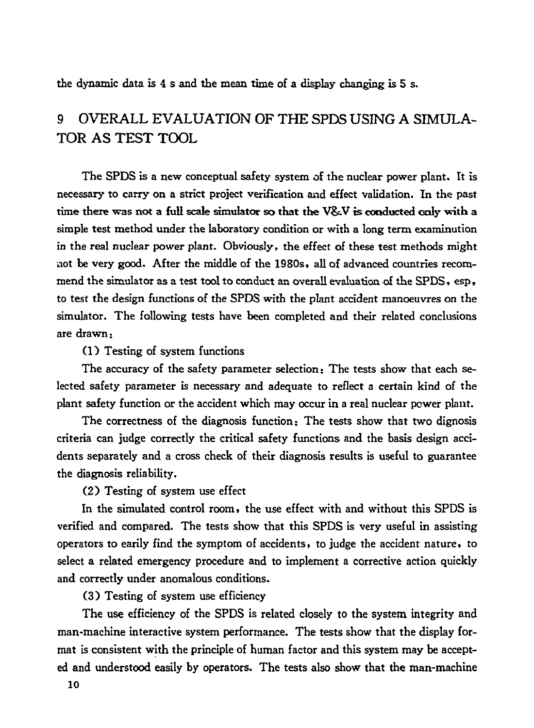the dynamic data is 4 s and the mean time of a display changing is 5 s.

## 9 OVERALL EVALUATION OF THE SPDS USING A SIMULATOR AS TEST TOOL

The SPDS is a new conceptual safety system of the nuclear power plant. It is necessary to carry on a strict project verification and effect validation. In the past time there was not a full scale simulator so that the V&V is conducted only with a simple test method under the laboratory condition or with a long term examinution in the real nuclear power plant. Obviously, the effect of these test methods might not be very good. After the middle of the 1980s, all of advanced countries recommend the simulator as a test tool to conduct an overall evaluation of the SPDS, esp, to test the design functions of the SPDS with the plant accident manoeuvres on the simulator. The following tests have been completed and their related conclusions are drawn:

(1) Testing of system functions

The accuracy of the safety parameter selection: The tests show that each selected safety parameter is necessary and adequate to reflect a certain kind of the plant safety function or the accident which may occur in a real nuclear power plant.

The correctness of the diagnosis function: The tests show that two dignosis criteria can judge correctly the critical safety functions and the basis design accidents separately and a cross check of their diagnosis results is useful to guarantee the diagnosis reliability.

(2) Testing of system use effect

In the simulated control room, the use effect with and without this SPDS is verified and compared. The tests show that this SPDS is very useful in assisting operators to earily find the symptom of accidents, to judge the accident nature, to select a related emergency procedure and to implement a corrective action quickly and correctly under anomalous conditions.

(3) Testing of system use efficiency

The use efficiency of the SPDS is related closely to the system integrity and man-machine interactive system performance. The tests show that the display format is consistent with the principle of human factor and this system may be accepted and understood easily by operators. The tests also show that the man-machine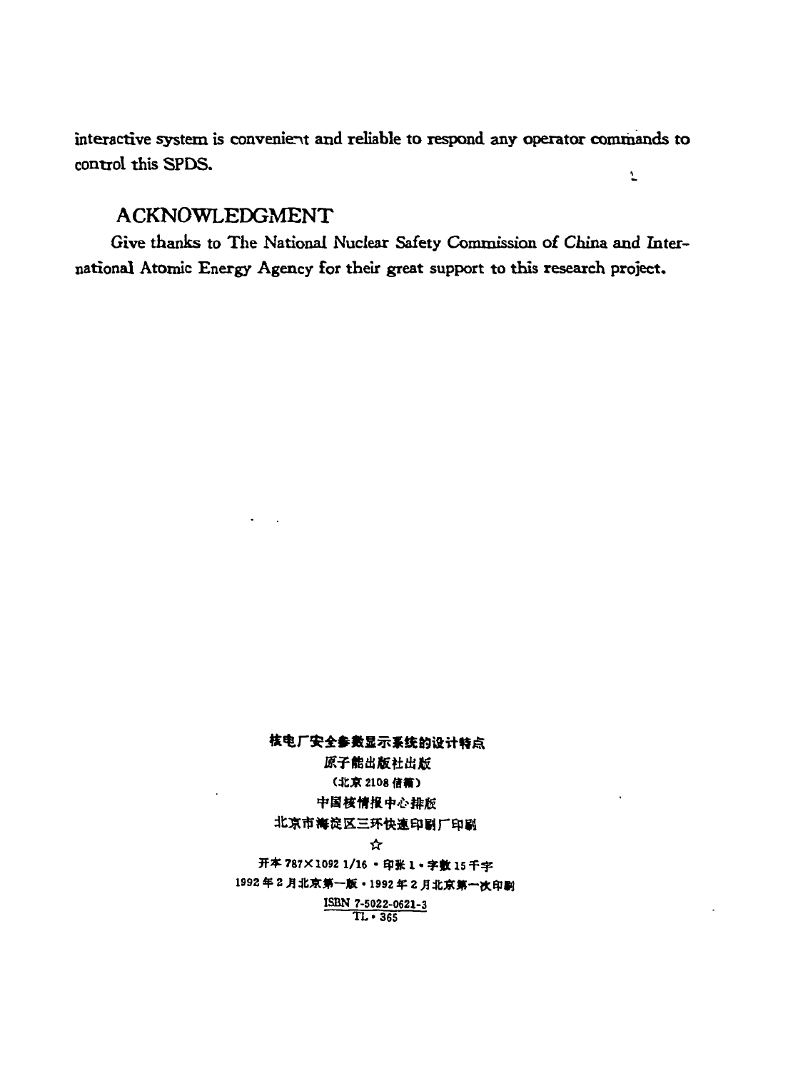interactive system is convenient and reliable to respond any operator commands to control this SPDS.

## ACKNOWLEDGMENT

Give thanks to The National Nuclear Safety Commission of China and International Atomic Energy Agency for their great support to this research project.

核电厂安全参数显示系统的设计特点

原子能出版社出版

（北京 2108 信箱）

中国核情报中心排版

北京市海淀区三环快速印刷厂印刷

☆

开本 787×1092 1/16 · 印张 1 · 字数 15 千字

1992 年 2 月北京第一版 · 1992 年 2 月北京第一次印刷

ISBN 7-5022-0621-3

TL · 365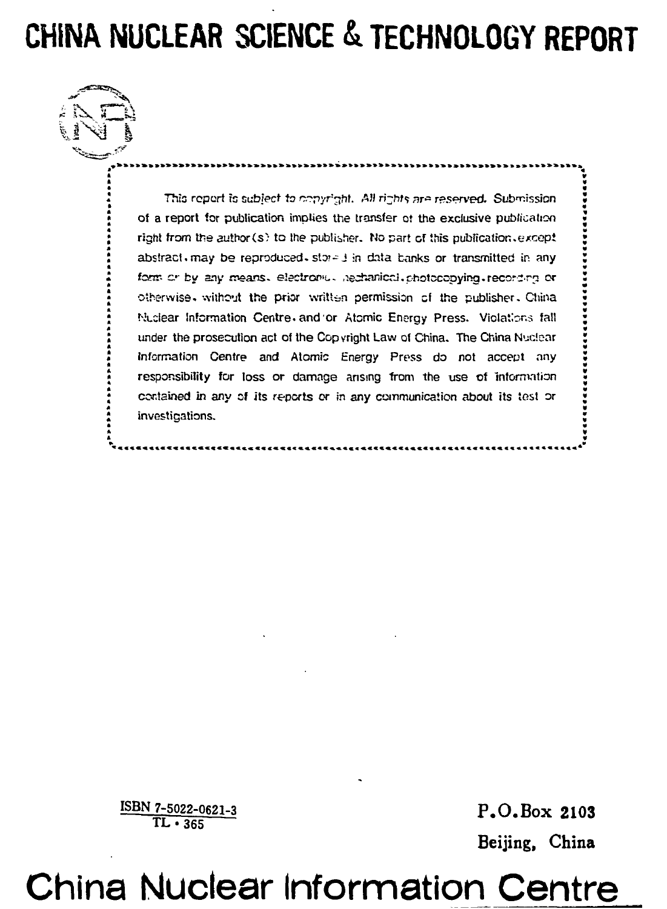# CHINA NUCLEAR SCIENCE & TECHNOLOGY REPORT

This report is subject to copyright. All rights are reserved. Submission of a report for publication implies the transfer of the exclusive publication right from the author(s) to the publisher. No part of this publication, except abstract, may be reproduced, stored in data banks or transmitted in any form or by any means, electronic, mechanical, photocopying, recording or otherwise, without the prior written permission of the publisher, China Nuclear Information Centre, and/or Atomic Energy Press. Violations fall under the prosecution act of the Copyright Law of China. The China Nuclear Information Centre and Atomic Energy Press do not accept any responsibility for loss or damage arising from the use of information contained in any of its reports or in any communication about its test or investigations.

ISBN 7-5022-0621-3
TL・365

P.O.Box 2103
Beijing, China

# China Nuclear Information Centre